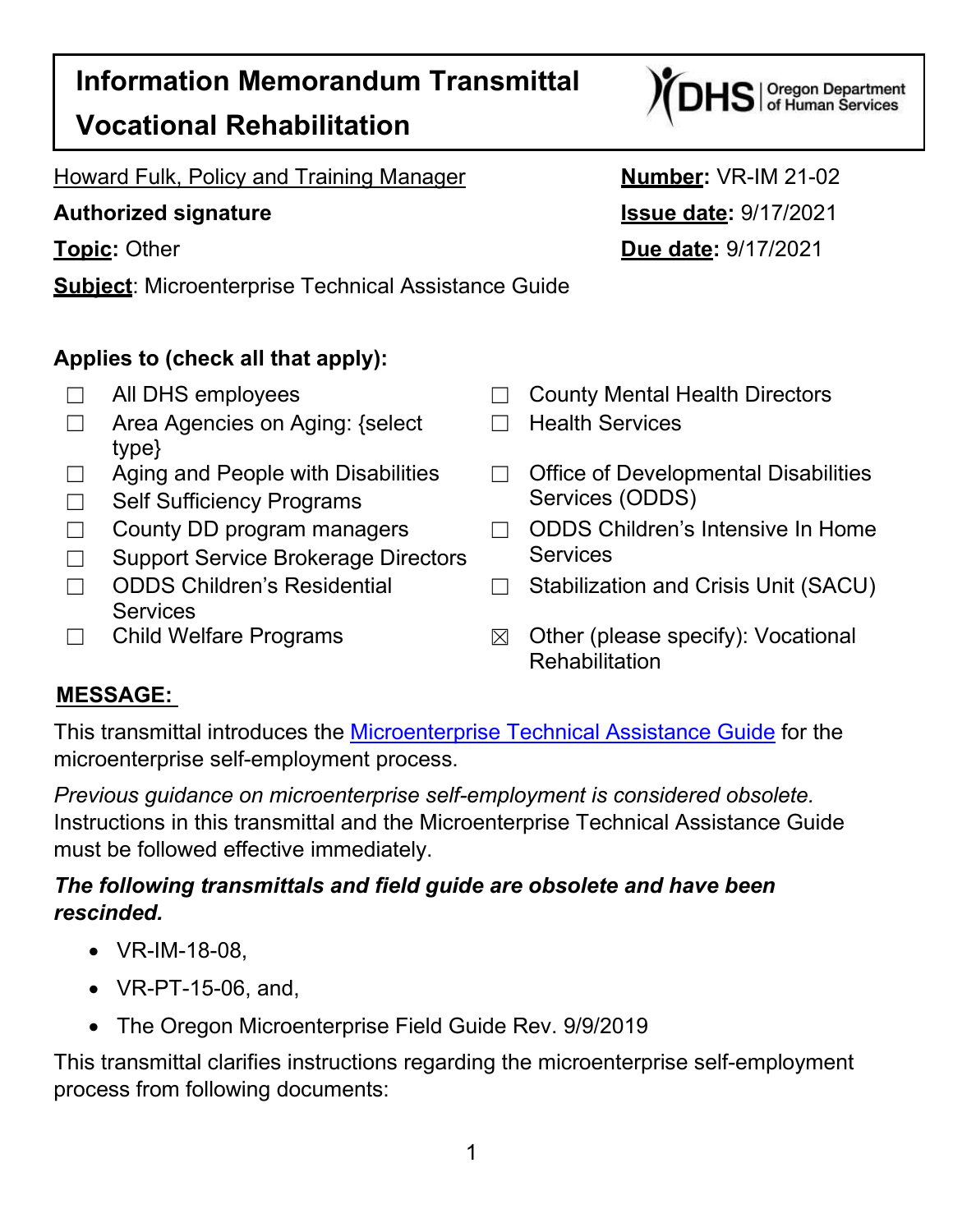# Information Memorandum Transmittal

# Vocational Rehabilitation

Howard Fulk, Policy and Training Manager

**Authorized signature**

**Topic**: Other

**Subject**: Microenterprise Technical Assistance Guide

**Number**: VR-IM 21-02

**Issue date**: 9/17/2021

**Due date**: 9/17/2021

**Applies to (check all that apply):**

- ☐ All DHS employees
- ☐ Area Agencies on Aging: {select type}
- ☐ Aging and People with Disabilities
- ☐ Self Sufficiency Programs
- ☐ County DD program managers
- ☐ Support Service Brokerage Directors
- ☐ ODDS Children's Residential Services
- ☐ Child Welfare Programs
- ☐ County Mental Health Directors
- ☐ Health Services
- ☐ Office of Developmental Disabilities Services (ODDS)
- ☐ ODDS Children's Intensive In Home Services
- ☐ Stabilization and Crisis Unit (SACU)
- ☒ Other (please specify): Vocational Rehabilitation

## MESSAGE:

This transmittal introduces the Microenterprise Technical Assistance Guide for the microenterprise self-employment process.

*Previous guidance on microenterprise self-employment is considered obsolete.* Instructions in this transmittal and the Microenterprise Technical Assistance Guide must be followed effective immediately.

***The following transmittals and field guide are obsolete and have been rescinded.***

- VR-IM-18-08,
- VR-PT-15-06, and,
- The Oregon Microenterprise Field Guide Rev. 9/9/2019

This transmittal clarifies instructions regarding the microenterprise self-employment process from following documents: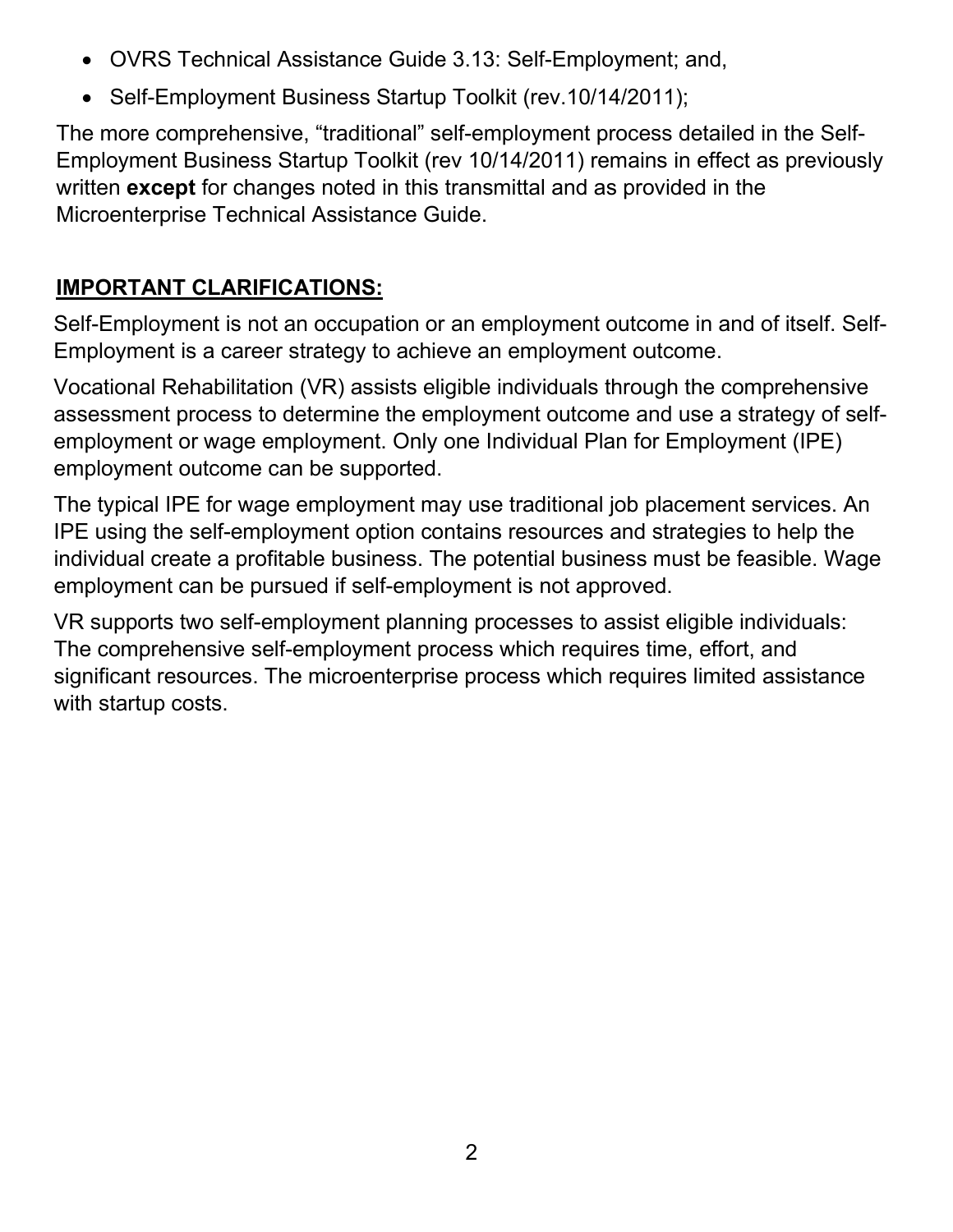- OVRS Technical Assistance Guide 3.13: Self-Employment; and,
- Self-Employment Business Startup Toolkit (rev.10/14/2011);

The more comprehensive, "traditional" self-employment process detailed in the Self-Employment Business Startup Toolkit (rev 10/14/2011) remains in effect as previously written **except** for changes noted in this transmittal and as provided in the Microenterprise Technical Assistance Guide.

## IMPORTANT CLARIFICATIONS:

Self-Employment is not an occupation or an employment outcome in and of itself. Self-Employment is a career strategy to achieve an employment outcome.

Vocational Rehabilitation (VR) assists eligible individuals through the comprehensive assessment process to determine the employment outcome and use a strategy of self-employment or wage employment. Only one Individual Plan for Employment (IPE) employment outcome can be supported.

The typical IPE for wage employment may use traditional job placement services. An IPE using the self-employment option contains resources and strategies to help the individual create a profitable business. The potential business must be feasible. Wage employment can be pursued if self-employment is not approved.

VR supports two self-employment planning processes to assist eligible individuals: The comprehensive self-employment process which requires time, effort, and significant resources. The microenterprise process which requires limited assistance with startup costs.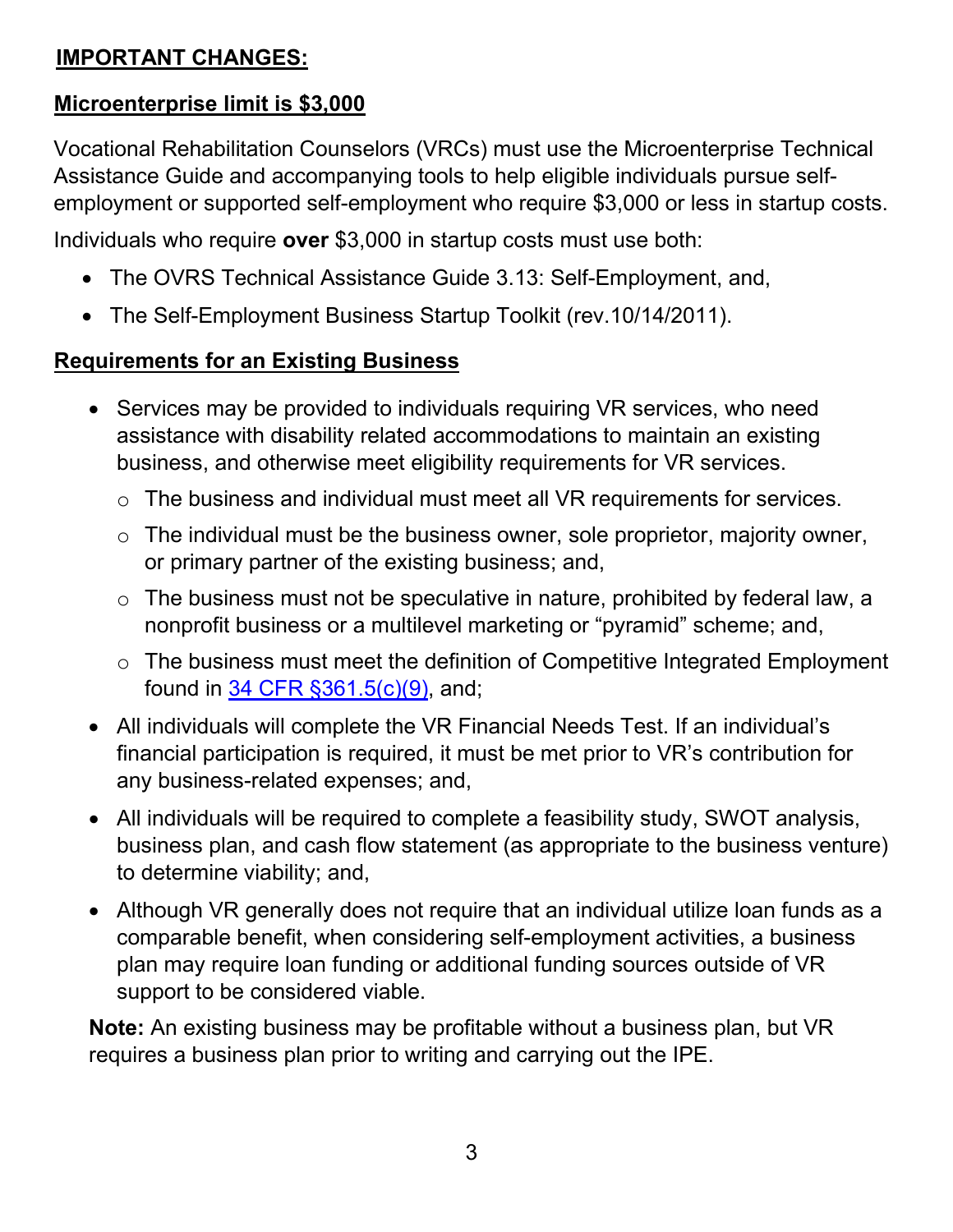## IMPORTANT CHANGES:

### Microenterprise limit is $3,000

Vocational Rehabilitation Counselors (VRCs) must use the Microenterprise Technical Assistance Guide and accompanying tools to help eligible individuals pursue self-employment or supported self-employment who require $3,000 or less in startup costs.

Individuals who require **over** $3,000 in startup costs must use both:

- The OVRS Technical Assistance Guide 3.13: Self-Employment, and,
- The Self-Employment Business Startup Toolkit (rev.10/14/2011).

### Requirements for an Existing Business

- Services may be provided to individuals requiring VR services, who need assistance with disability related accommodations to maintain an existing business, and otherwise meet eligibility requirements for VR services.
  - The business and individual must meet all VR requirements for services.
  - The individual must be the business owner, sole proprietor, majority owner, or primary partner of the existing business; and,
  - The business must not be speculative in nature, prohibited by federal law, a nonprofit business or a multilevel marketing or "pyramid" scheme; and,
  - The business must meet the definition of Competitive Integrated Employment found in [34 CFR §361.5(c)(9)](), and;
- All individuals will complete the VR Financial Needs Test. If an individual's financial participation is required, it must be met prior to VR's contribution for any business-related expenses; and,
- All individuals will be required to complete a feasibility study, SWOT analysis, business plan, and cash flow statement (as appropriate to the business venture) to determine viability; and,
- Although VR generally does not require that an individual utilize loan funds as a comparable benefit, when considering self-employment activities, a business plan may require loan funding or additional funding sources outside of VR support to be considered viable.

**Note:** An existing business may be profitable without a business plan, but VR requires a business plan prior to writing and carrying out the IPE.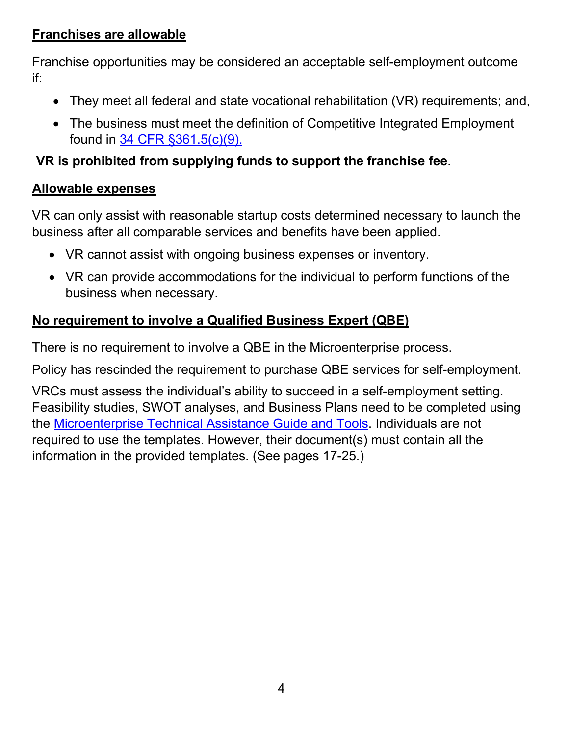**<u>Franchises are allowable</u>**

Franchise opportunities may be considered an acceptable self-employment outcome if:

- They meet all federal and state vocational rehabilitation (VR) requirements; and,
- The business must meet the definition of Competitive Integrated Employment found in [34 CFR §361.5(c)(9).]()

**VR is prohibited from supplying funds to support the franchise fee**.

**<u>Allowable expenses</u>**

VR can only assist with reasonable startup costs determined necessary to launch the business after all comparable services and benefits have been applied.

- VR cannot assist with ongoing business expenses or inventory.
- VR can provide accommodations for the individual to perform functions of the business when necessary.

**<u>No requirement to involve a Qualified Business Expert (QBE)</u>**

There is no requirement to involve a QBE in the Microenterprise process.

Policy has rescinded the requirement to purchase QBE services for self-employment.

VRCs must assess the individual's ability to succeed in a self-employment setting. Feasibility studies, SWOT analyses, and Business Plans need to be completed using the [Microenterprise Technical Assistance Guide and Tools](). Individuals are not required to use the templates. However, their document(s) must contain all the information in the provided templates. (See pages 17-25.)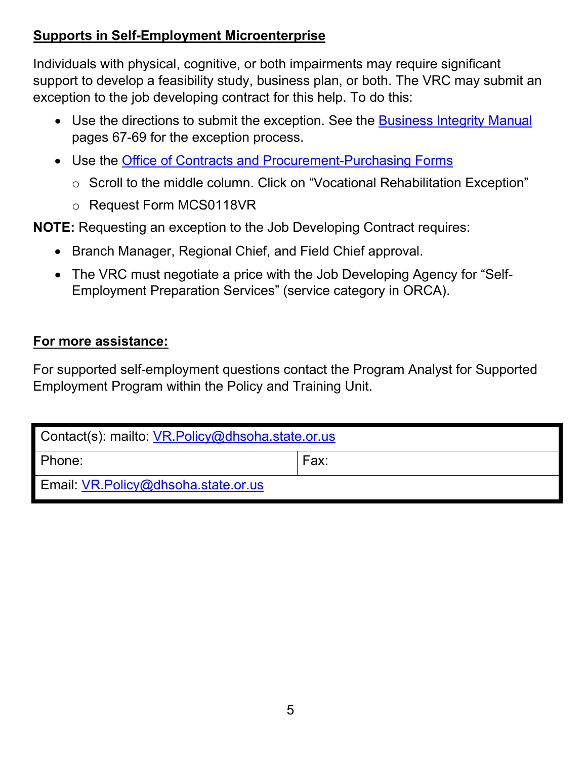**Supports in Self-Employment Microenterprise**

Individuals with physical, cognitive, or both impairments may require significant support to develop a feasibility study, business plan, or both. The VRC may submit an exception to the job developing contract for this help. To do this:

- Use the directions to submit the exception. See the Business Integrity Manual pages 67-69 for the exception process.
- Use the Office of Contracts and Procurement-Purchasing Forms
  - Scroll to the middle column. Click on "Vocational Rehabilitation Exception"
  - Request Form MCS0118VR

**NOTE:** Requesting an exception to the Job Developing Contract requires:

- Branch Manager, Regional Chief, and Field Chief approval.
- The VRC must negotiate a price with the Job Developing Agency for "Self-Employment Preparation Services" (service category in ORCA).

**For more assistance:**

For supported self-employment questions contact the Program Analyst for Supported Employment Program within the Policy and Training Unit.

| | |
|---|---|
| Contact(s): mailto: VR.Policy@dhsoha.state.or.us | |
| Phone: | Fax: |
| Email: VR.Policy@dhsoha.state.or.us | |